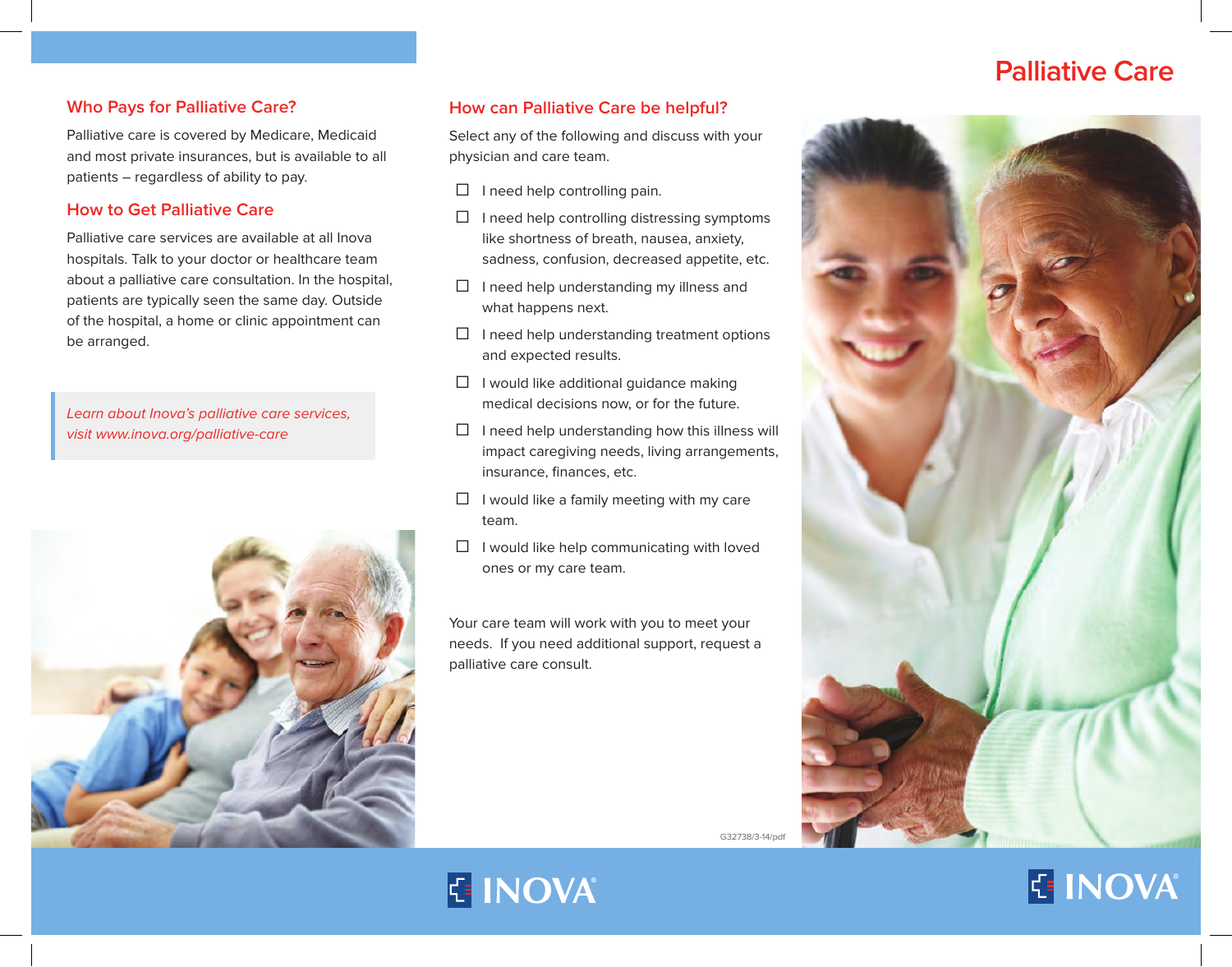## Who Pays for Palliative Care?

Palliative care is covered by Medicare, Medicaid and most private insurances, but is available to all patients – regardless of ability to pay.

## How to Get Palliative Care

Palliative care services are available at all Inova hospitals. Talk to your doctor or healthcare team about a palliative care consultation. In the hospital, patients are typically seen the same day. Outside of the hospital, a home or clinic appointment can be arranged.

> *Learn about Inova's palliative care services, visit www.inova.org/palliative-care*

## How can Palliative Care be helpful?

Select any of the following and discuss with your physician and care team.

- [ ] I need help controlling pain.
- [ ] I need help controlling distressing symptoms like shortness of breath, nausea, anxiety, sadness, confusion, decreased appetite, etc.
- [ ] I need help understanding my illness and what happens next.
- [ ] I need help understanding treatment options and expected results.
- [ ] I would like additional guidance making medical decisions now, or for the future.
- [ ] I need help understanding how this illness will impact caregiving needs, living arrangements, insurance, finances, etc.
- [ ] I would like a family meeting with my care team.
- [ ] I would like help communicating with loved ones or my care team.

Your care team will work with you to meet your needs. If you need additional support, request a palliative care consult.

G32738/3-14/pdf

INOVA

# Palliative Care

INOVA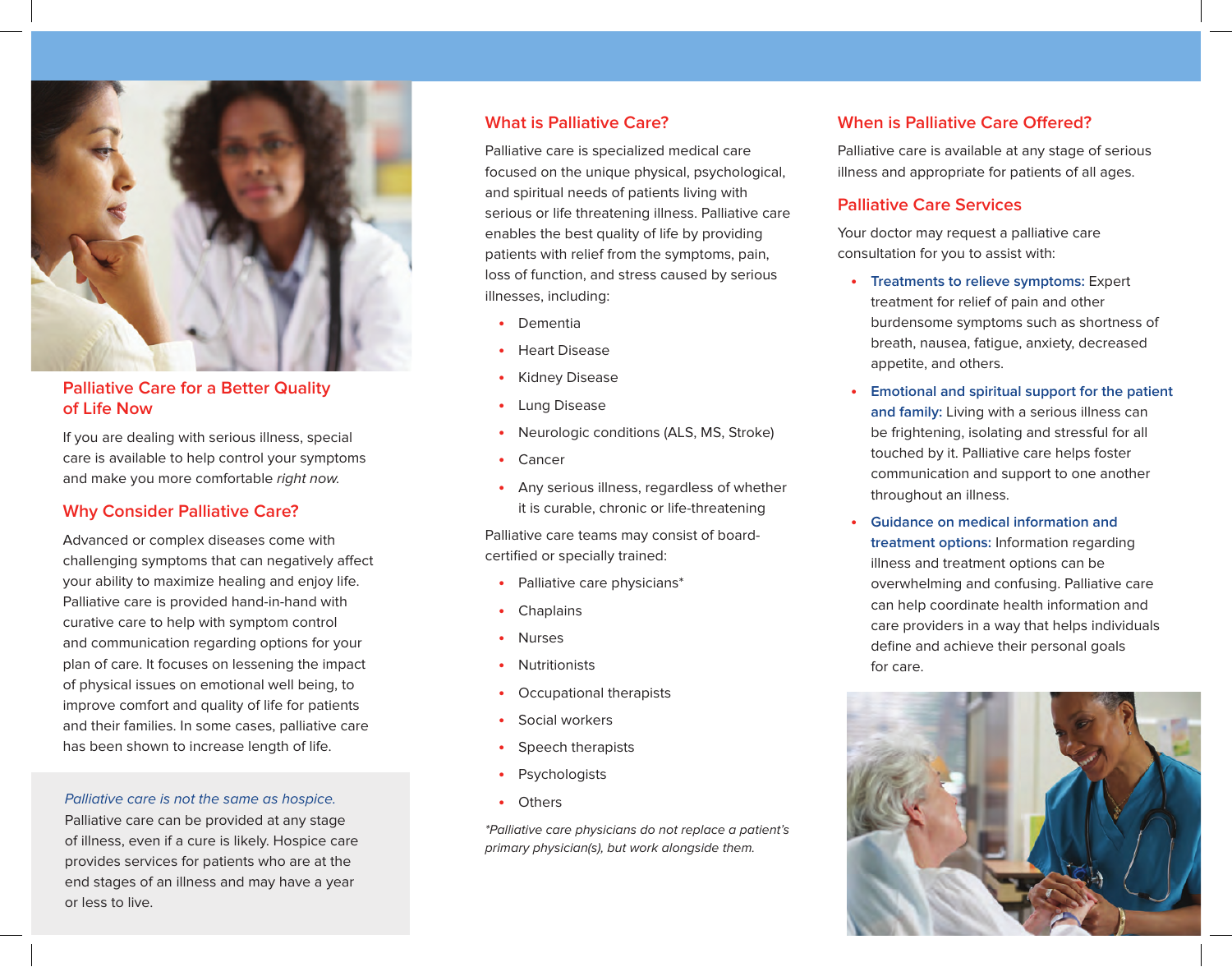## Palliative Care for a Better Quality of Life Now

If you are dealing with serious illness, special care is available to help control your symptoms and make you more comfortable *right now.*

## Why Consider Palliative Care?

Advanced or complex diseases come with challenging symptoms that can negatively affect your ability to maximize healing and enjoy life. Palliative care is provided hand-in-hand with curative care to help with symptom control and communication regarding options for your plan of care. It focuses on lessening the impact of physical issues on emotional well being, to improve comfort and quality of life for patients and their families. In some cases, palliative care has been shown to increase length of life.

*Palliative care is not the same as hospice.*
Palliative care can be provided at any stage of illness, even if a cure is likely. Hospice care provides services for patients who are at the end stages of an illness and may have a year or less to live.

## What is Palliative Care?

Palliative care is specialized medical care focused on the unique physical, psychological, and spiritual needs of patients living with serious or life threatening illness. Palliative care enables the best quality of life by providing patients with relief from the symptoms, pain, loss of function, and stress caused by serious illnesses, including:

- Dementia
- Heart Disease
- Kidney Disease
- Lung Disease
- Neurologic conditions (ALS, MS, Stroke)
- Cancer
- Any serious illness, regardless of whether it is curable, chronic or life-threatening

Palliative care teams may consist of board-certified or specially trained:

- Palliative care physicians*
- Chaplains
- Nurses
- Nutritionists
- Occupational therapists
- Social workers
- Speech therapists
- Psychologists
- Others

*\*Palliative care physicians do not replace a patient's primary physician(s), but work alongside them.*

## When is Palliative Care Offered?

Palliative care is available at any stage of serious illness and appropriate for patients of all ages.

## Palliative Care Services

Your doctor may request a palliative care consultation for you to assist with:

- **Treatments to relieve symptoms:** Expert treatment for relief of pain and other burdensome symptoms such as shortness of breath, nausea, fatigue, anxiety, decreased appetite, and others.
- **Emotional and spiritual support for the patient and family:** Living with a serious illness can be frightening, isolating and stressful for all touched by it. Palliative care helps foster communication and support to one another throughout an illness.
- **Guidance on medical information and treatment options:** Information regarding illness and treatment options can be overwhelming and confusing. Palliative care can help coordinate health information and care providers in a way that helps individuals define and achieve their personal goals for care.